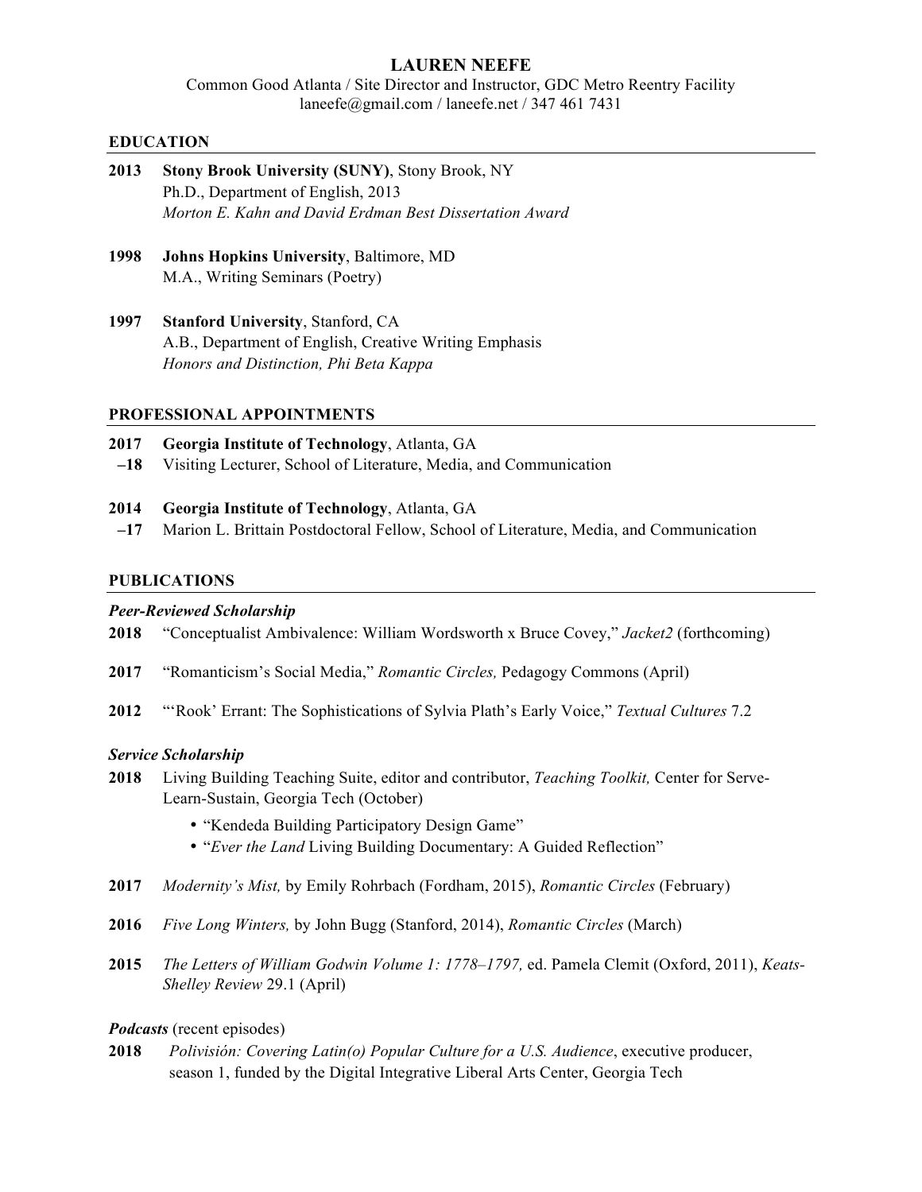# LAUREN NEEFE

Common Good Atlanta / Site Director and Instructor, GDC Metro Reentry Facility
laneefe@gmail.com / laneefe.net / 347 461 7431

## EDUCATION

**2013** **Stony Brook University (SUNY)**, Stony Brook, NY
Ph.D., Department of English, 2013
*Morton E. Kahn and David Erdman Best Dissertation Award*

**1998** **Johns Hopkins University**, Baltimore, MD
M.A., Writing Seminars (Poetry)

**1997** **Stanford University**, Stanford, CA
A.B., Department of English, Creative Writing Emphasis
*Honors and Distinction, Phi Beta Kappa*

## PROFESSIONAL APPOINTMENTS

**2017–18** **Georgia Institute of Technology**, Atlanta, GA
Visiting Lecturer, School of Literature, Media, and Communication

**2014–17** **Georgia Institute of Technology**, Atlanta, GA
Marion L. Brittain Postdoctoral Fellow, School of Literature, Media, and Communication

## PUBLICATIONS

### *Peer-Reviewed Scholarship*

**2018** "Conceptualist Ambivalence: William Wordsworth x Bruce Covey," *Jacket2* (forthcoming)

**2017** "Romanticism's Social Media," *Romantic Circles,* Pedagogy Commons (April)

**2012** "'Rook' Errant: The Sophistications of Sylvia Plath's Early Voice," *Textual Cultures* 7.2

### *Service Scholarship*

**2018** Living Building Teaching Suite, editor and contributor, *Teaching Toolkit,* Center for Serve-Learn-Sustain, Georgia Tech (October)

- "Kendeda Building Participatory Design Game"
- "*Ever the Land* Living Building Documentary: A Guided Reflection"

**2017** *Modernity's Mist,* by Emily Rohrbach (Fordham, 2015), *Romantic Circles* (February)

**2016** *Five Long Winters,* by John Bugg (Stanford, 2014), *Romantic Circles* (March)

**2015** *The Letters of William Godwin Volume 1: 1778–1797,* ed. Pamela Clemit (Oxford, 2011), *Keats-Shelley Review* 29.1 (April)

### *Podcasts* (recent episodes)

**2018** *Polivisión: Covering Latin(o) Popular Culture for a U.S. Audience*, executive producer, season 1, funded by the Digital Integrative Liberal Arts Center, Georgia Tech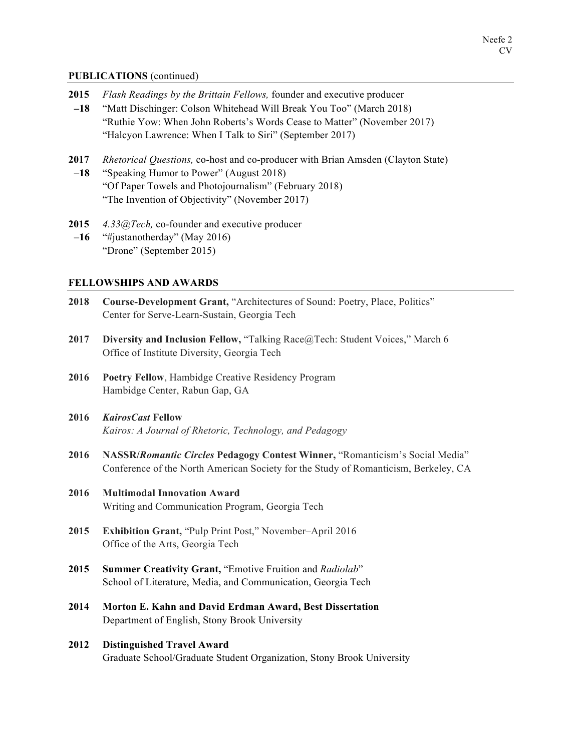## PUBLICATIONS (continued)

**2015–18** *Flash Readings by the Brittain Fellows,* founder and executive producer
"Matt Dischinger: Colson Whitehead Will Break You Too" (March 2018)
"Ruthie Yow: When John Roberts's Words Cease to Matter" (November 2017)
"Halcyon Lawrence: When I Talk to Siri" (September 2017)

**2017–18** *Rhetorical Questions,* co-host and co-producer with Brian Amsden (Clayton State)
"Speaking Humor to Power" (August 2018)
"Of Paper Towels and Photojournalism" (February 2018)
"The Invention of Objectivity" (November 2017)

**2015–16** *4.33@Tech,* co-founder and executive producer
"#justanotherday" (May 2016)
"Drone" (September 2015)

## FELLOWSHIPS AND AWARDS

**2018** **Course-Development Grant,** "Architectures of Sound: Poetry, Place, Politics"
Center for Serve-Learn-Sustain, Georgia Tech

**2017** **Diversity and Inclusion Fellow,** "Talking Race@Tech: Student Voices," March 6
Office of Institute Diversity, Georgia Tech

**2016** **Poetry Fellow**, Hambidge Creative Residency Program
Hambidge Center, Rabun Gap, GA

**2016** ***KairosCast* Fellow**
*Kairos: A Journal of Rhetoric, Technology, and Pedagogy*

**2016** **NASSR/*Romantic Circles* Pedagogy Contest Winner,** "Romanticism's Social Media"
Conference of the North American Society for the Study of Romanticism, Berkeley, CA

**2016** **Multimodal Innovation Award**
Writing and Communication Program, Georgia Tech

**2015** **Exhibition Grant,** "Pulp Print Post," November–April 2016
Office of the Arts, Georgia Tech

**2015** **Summer Creativity Grant,** "Emotive Fruition and *Radiolab*"
School of Literature, Media, and Communication, Georgia Tech

**2014** **Morton E. Kahn and David Erdman Award, Best Dissertation**
Department of English, Stony Brook University

**2012** **Distinguished Travel Award**
Graduate School/Graduate Student Organization, Stony Brook University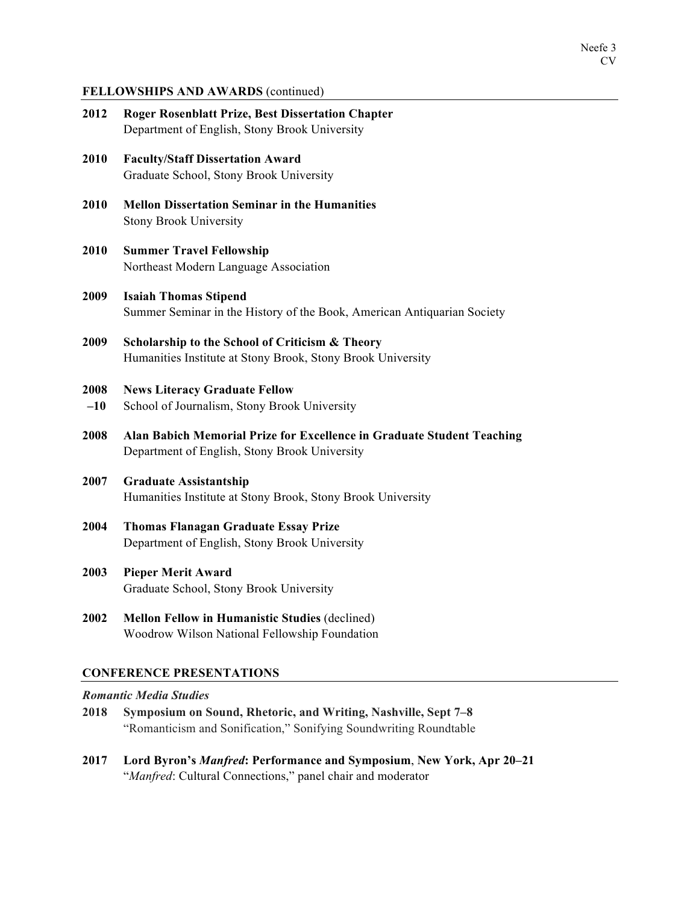## FELLOWSHIPS AND AWARDS (continued)

**2012** **Roger Rosenblatt Prize, Best Dissertation Chapter**
Department of English, Stony Brook University

**2010** **Faculty/Staff Dissertation Award**
Graduate School, Stony Brook University

**2010** **Mellon Dissertation Seminar in the Humanities**
Stony Brook University

**2010** **Summer Travel Fellowship**
Northeast Modern Language Association

**2009** **Isaiah Thomas Stipend**
Summer Seminar in the History of the Book, American Antiquarian Society

**2009** **Scholarship to the School of Criticism & Theory**
Humanities Institute at Stony Brook, Stony Brook University

**2008–10** **News Literacy Graduate Fellow**
School of Journalism, Stony Brook University

**2008** **Alan Babich Memorial Prize for Excellence in Graduate Student Teaching**
Department of English, Stony Brook University

**2007** **Graduate Assistantship**
Humanities Institute at Stony Brook, Stony Brook University

**2004** **Thomas Flanagan Graduate Essay Prize**
Department of English, Stony Brook University

**2003** **Pieper Merit Award**
Graduate School, Stony Brook University

**2002** **Mellon Fellow in Humanistic Studies** (declined)
Woodrow Wilson National Fellowship Foundation

## CONFERENCE PRESENTATIONS

***Romantic Media Studies***

**2018** **Symposium on Sound, Rhetoric, and Writing, Nashville, Sept 7–8**
"Romanticism and Sonification," Sonifying Soundwriting Roundtable

**2017** **Lord Byron's *Manfred*: Performance and Symposium, New York, Apr 20–21**
"*Manfred*: Cultural Connections," panel chair and moderator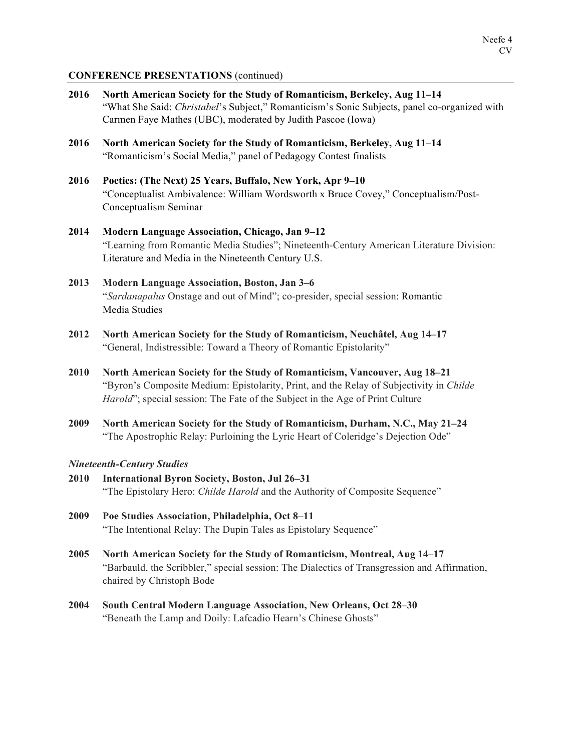## CONFERENCE PRESENTATIONS (continued)

**2016 North American Society for the Study of Romanticism, Berkeley, Aug 11–14**
"What She Said: *Christabel*'s Subject," Romanticism's Sonic Subjects, panel co-organized with Carmen Faye Mathes (UBC), moderated by Judith Pascoe (Iowa)

**2016 North American Society for the Study of Romanticism, Berkeley, Aug 11–14**
"Romanticism's Social Media," panel of Pedagogy Contest finalists

**2016 Poetics: (The Next) 25 Years, Buffalo, New York, Apr 9–10**
"Conceptualist Ambivalence: William Wordsworth x Bruce Covey," Conceptualism/Post-Conceptualism Seminar

**2014 Modern Language Association, Chicago, Jan 9–12**
"Learning from Romantic Media Studies"; Nineteenth-Century American Literature Division: Literature and Media in the Nineteenth Century U.S.

**2013 Modern Language Association, Boston, Jan 3–6**
"*Sardanapalus* Onstage and out of Mind"; co-presider, special session: Romantic Media Studies

**2012 North American Society for the Study of Romanticism, Neuchâtel, Aug 14–17**
"General, Indistressible: Toward a Theory of Romantic Epistolarity"

**2010 North American Society for the Study of Romanticism, Vancouver, Aug 18–21**
"Byron's Composite Medium: Epistolarity, Print, and the Relay of Subjectivity in *Childe Harold*"; special session: The Fate of the Subject in the Age of Print Culture

**2009 North American Society for the Study of Romanticism, Durham, N.C., May 21–24**
"The Apostrophic Relay: Purloining the Lyric Heart of Coleridge's Dejection Ode"

### *Nineteenth-Century Studies*

**2010 International Byron Society, Boston, Jul 26–31**
"The Epistolary Hero: *Childe Harold* and the Authority of Composite Sequence"

**2009 Poe Studies Association, Philadelphia, Oct 8–11**
"The Intentional Relay: The Dupin Tales as Epistolary Sequence"

**2005 North American Society for the Study of Romanticism, Montreal, Aug 14–17**
"Barbauld, the Scribbler," special session: The Dialectics of Transgression and Affirmation, chaired by Christoph Bode

**2004 South Central Modern Language Association, New Orleans, Oct 28–30**
"Beneath the Lamp and Doily: Lafcadio Hearn's Chinese Ghosts"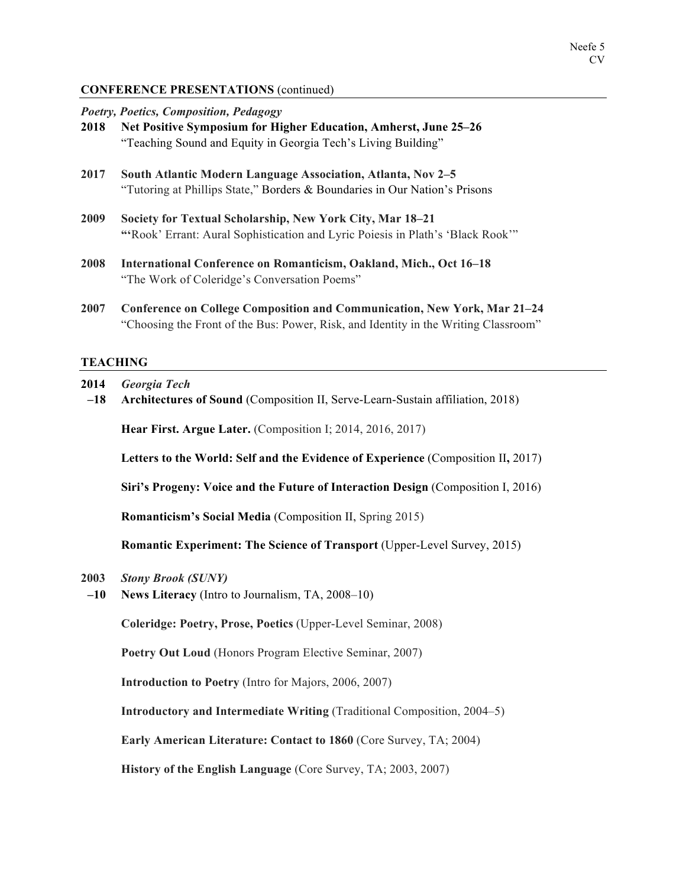## CONFERENCE PRESENTATIONS (continued)

### *Poetry, Poetics, Composition, Pedagogy*

**2018** **Net Positive Symposium for Higher Education, Amherst, June 25–26**
"Teaching Sound and Equity in Georgia Tech's Living Building"

**2017** **South Atlantic Modern Language Association, Atlanta, Nov 2–5**
"Tutoring at Phillips State," Borders & Boundaries in Our Nation's Prisons

**2009** **Society for Textual Scholarship, New York City, Mar 18–21**
**"**'Rook' Errant: Aural Sophistication and Lyric Poiesis in Plath's 'Black Rook'"

**2008** **International Conference on Romanticism, Oakland, Mich., Oct 16–18**
"The Work of Coleridge's Conversation Poems"

**2007** **Conference on College Composition and Communication, New York, Mar 21–24**
"Choosing the Front of the Bus: Power, Risk, and Identity in the Writing Classroom"

## TEACHING

**2014–18** ***Georgia Tech***

**Architectures of Sound** (Composition II, Serve-Learn-Sustain affiliation, 2018)

**Hear First. Argue Later.** (Composition I; 2014, 2016, 2017)

**Letters to the World: Self and the Evidence of Experience** (Composition II**,** 2017)

**Siri's Progeny: Voice and the Future of Interaction Design** (Composition I, 2016)

**Romanticism's Social Media** (Composition II, Spring 2015)

**Romantic Experiment: The Science of Transport** (Upper-Level Survey, 2015)

**2003–10** ***Stony Brook (SUNY)***

**News Literacy** (Intro to Journalism, TA, 2008–10)

**Coleridge: Poetry, Prose, Poetics** (Upper-Level Seminar, 2008)

**Poetry Out Loud** (Honors Program Elective Seminar, 2007)

**Introduction to Poetry** (Intro for Majors, 2006, 2007)

**Introductory and Intermediate Writing** (Traditional Composition, 2004–5)

**Early American Literature: Contact to 1860** (Core Survey, TA; 2004)

**History of the English Language** (Core Survey, TA; 2003, 2007)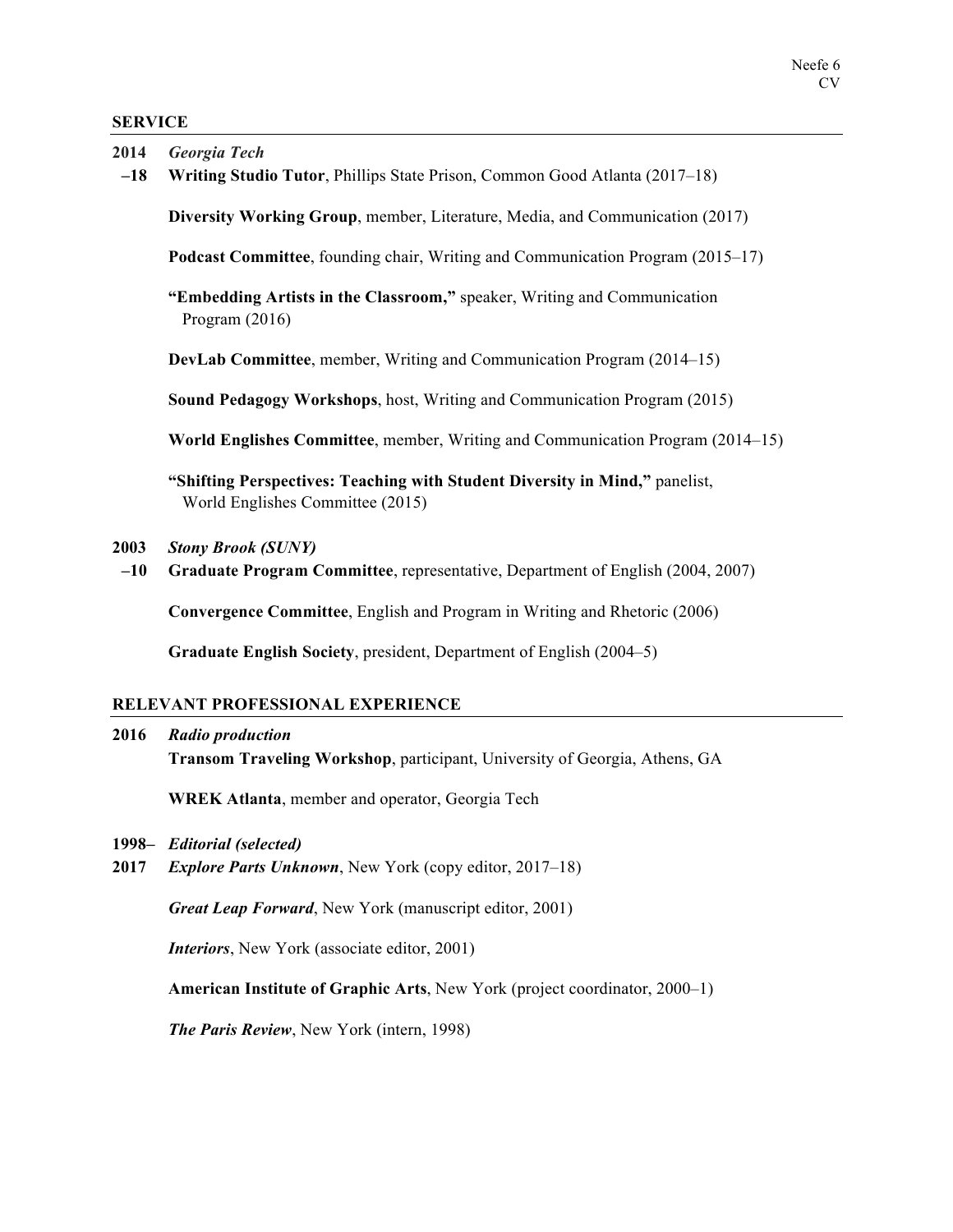## SERVICE

**2014–18** *Georgia Tech*

**Writing Studio Tutor**, Phillips State Prison, Common Good Atlanta (2017–18)

**Diversity Working Group**, member, Literature, Media, and Communication (2017)

**Podcast Committee**, founding chair, Writing and Communication Program (2015–17)

**"Embedding Artists in the Classroom,"** speaker, Writing and Communication Program (2016)

**DevLab Committee**, member, Writing and Communication Program (2014–15)

**Sound Pedagogy Workshops**, host, Writing and Communication Program (2015)

**World Englishes Committee**, member, Writing and Communication Program (2014–15)

**"Shifting Perspectives: Teaching with Student Diversity in Mind,"** panelist, World Englishes Committee (2015)

**2003–10** *Stony Brook (SUNY)*

**Graduate Program Committee**, representative, Department of English (2004, 2007)

**Convergence Committee**, English and Program in Writing and Rhetoric (2006)

**Graduate English Society**, president, Department of English (2004–5)

## RELEVANT PROFESSIONAL EXPERIENCE

**2016** *Radio production*

**Transom Traveling Workshop**, participant, University of Georgia, Athens, GA

**WREK Atlanta**, member and operator, Georgia Tech

**1998–2017** *Editorial (selected)*

***Explore Parts Unknown***, New York (copy editor, 2017–18)

***Great Leap Forward***, New York (manuscript editor, 2001)

***Interiors***, New York (associate editor, 2001)

**American Institute of Graphic Arts**, New York (project coordinator, 2000–1)

***The Paris Review***, New York (intern, 1998)